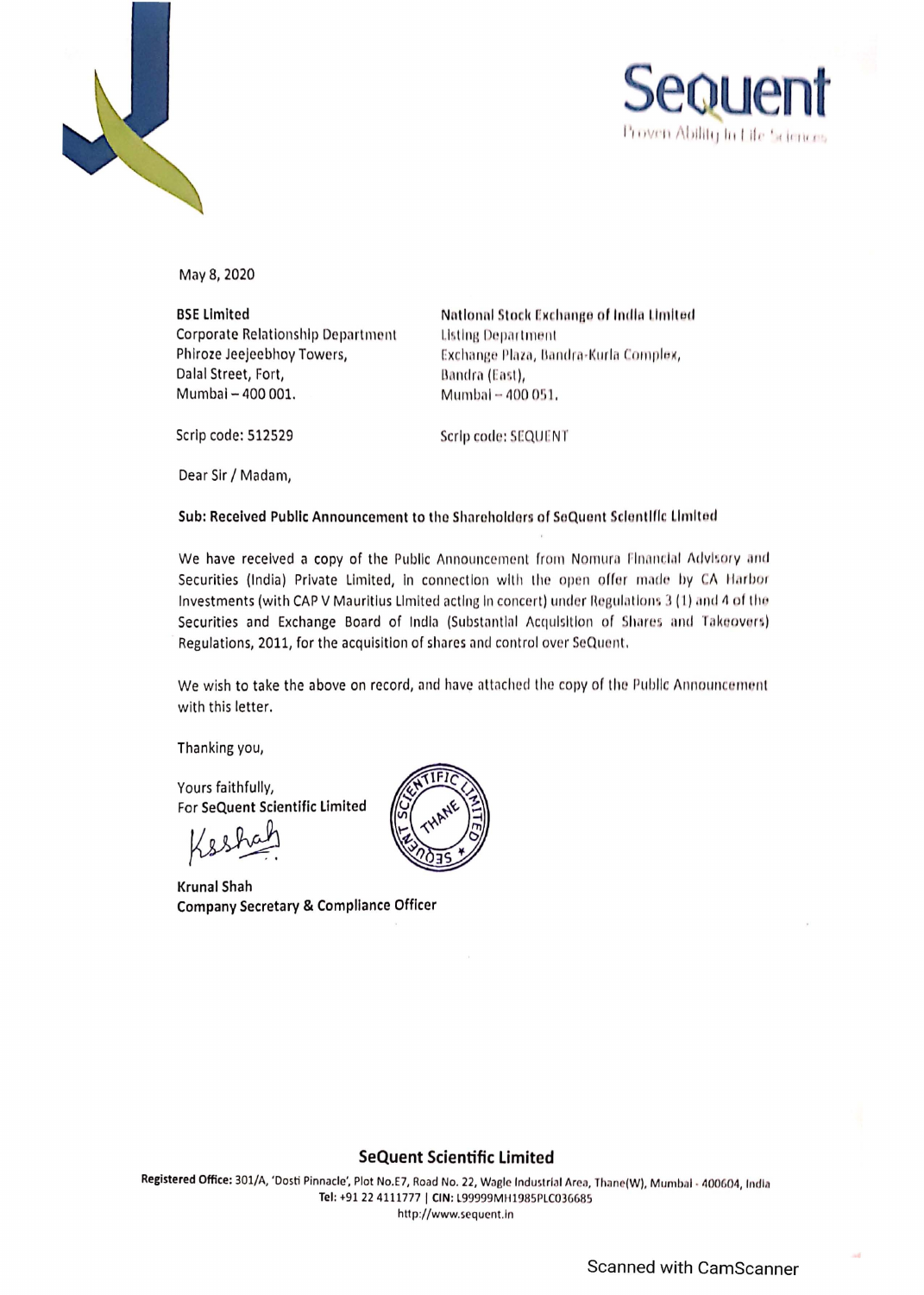Sequent

Proven Ability In Life Sciences

May 8, 2020

**BSE Limited**
Corporate Relationship Department
Phiroze Jeejeebhoy Towers,
Dalal Street, Fort,
Mumbai – 400 001.

Scrip code: 512529

**National Stock Exchange of India Limited**
Listing Department
Exchange Plaza, Bandra-Kurla Complex,
Bandra (East),
Mumbai – 400 051.

Scrip code: SEQUENT

Dear Sir / Madam,

**Sub: Received Public Announcement to the Shareholders of SeQuent Scientific Limited**

We have received a copy of the Public Announcement from Nomura Financial Advisory and Securities (India) Private Limited, in connection with the open offer made by CA Harbor Investments (with CAP V Mauritius Limited acting in concert) under Regulations 3 (1) and 4 of the Securities and Exchange Board of India (Substantial Acquisition of Shares and Takeovers) Regulations, 2011, for the acquisition of shares and control over SeQuent.

We wish to take the above on record, and have attached the copy of the Public Announcement with this letter.

Thanking you,

Yours faithfully,
For **SeQuent Scientific Limited**

**Krunal Shah**
**Company Secretary & Compliance Officer**

**SeQuent Scientific Limited**

**Registered Office:** 301/A, 'Dosti Pinnacle', Plot No.E7, Road No. 22, Wagle Industrial Area, Thane(W), Mumbai - 400604, India
**Tel:** +91 22 4111777 | **CIN:** L99999MH1985PLC036685
http://www.sequent.in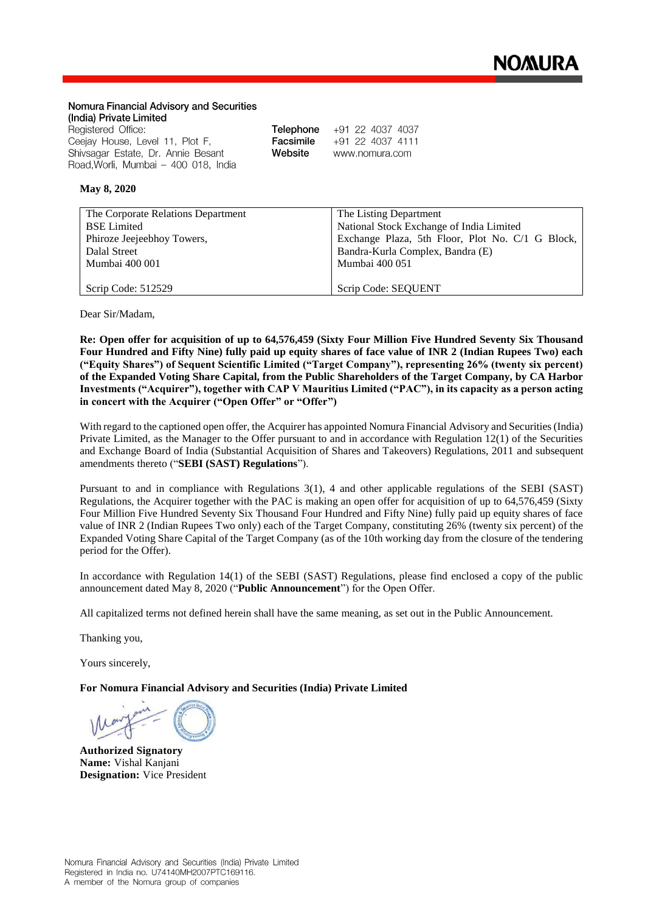**NOMURA**

**Nomura Financial Advisory and Securities (India) Private Limited**
Registered Office:
Ceejay House, Level 11, Plot F,
Shivsagar Estate, Dr. Annie Besant
Road,Worli, Mumbai – 400 018, India

**Telephone** +91 22 4037 4037
**Facsimile** +91 22 4037 4111
**Website** www.nomura.com

**May 8, 2020**

| The Corporate Relations Department<br>BSE Limited<br>Phiroze Jeejeebhoy Towers,<br>Dalal Street<br>Mumbai 400 001<br><br>Scrip Code: 512529 | The Listing Department<br>National Stock Exchange of India Limited<br>Exchange Plaza, 5th Floor, Plot No. C/1 G Block,<br>Bandra-Kurla Complex, Bandra (E)<br>Mumbai 400 051<br><br>Scrip Code: SEQUENT |
|---|---|

Dear Sir/Madam,

**Re: Open offer for acquisition of up to 64,576,459 (Sixty Four Million Five Hundred Seventy Six Thousand Four Hundred and Fifty Nine) fully paid up equity shares of face value of INR 2 (Indian Rupees Two) each ("Equity Shares") of Sequent Scientific Limited ("Target Company"), representing 26% (twenty six percent) of the Expanded Voting Share Capital, from the Public Shareholders of the Target Company, by CA Harbor Investments ("Acquirer"), together with CAP V Mauritius Limited ("PAC"), in its capacity as a person acting in concert with the Acquirer ("Open Offer" or "Offer")**

With regard to the captioned open offer, the Acquirer has appointed Nomura Financial Advisory and Securities (India) Private Limited, as the Manager to the Offer pursuant to and in accordance with Regulation 12(1) of the Securities and Exchange Board of India (Substantial Acquisition of Shares and Takeovers) Regulations, 2011 and subsequent amendments thereto ("**SEBI (SAST) Regulations**").

Pursuant to and in compliance with Regulations 3(1), 4 and other applicable regulations of the SEBI (SAST) Regulations, the Acquirer together with the PAC is making an open offer for acquisition of up to 64,576,459 (Sixty Four Million Five Hundred Seventy Six Thousand Four Hundred and Fifty Nine) fully paid up equity shares of face value of INR 2 (Indian Rupees Two only) each of the Target Company, constituting 26% (twenty six percent) of the Expanded Voting Share Capital of the Target Company (as of the 10th working day from the closure of the tendering period for the Offer).

In accordance with Regulation 14(1) of the SEBI (SAST) Regulations, please find enclosed a copy of the public announcement dated May 8, 2020 ("**Public Announcement**") for the Open Offer.

All capitalized terms not defined herein shall have the same meaning, as set out in the Public Announcement.

Thanking you,

Yours sincerely,

**For Nomura Financial Advisory and Securities (India) Private Limited**

**Authorized Signatory**
**Name:** Vishal Kanjani
**Designation:** Vice President

Nomura Financial Advisory and Securities (India) Private Limited
Registered in India no. U74140MH2007PTC169116.
A member of the Nomura group of companies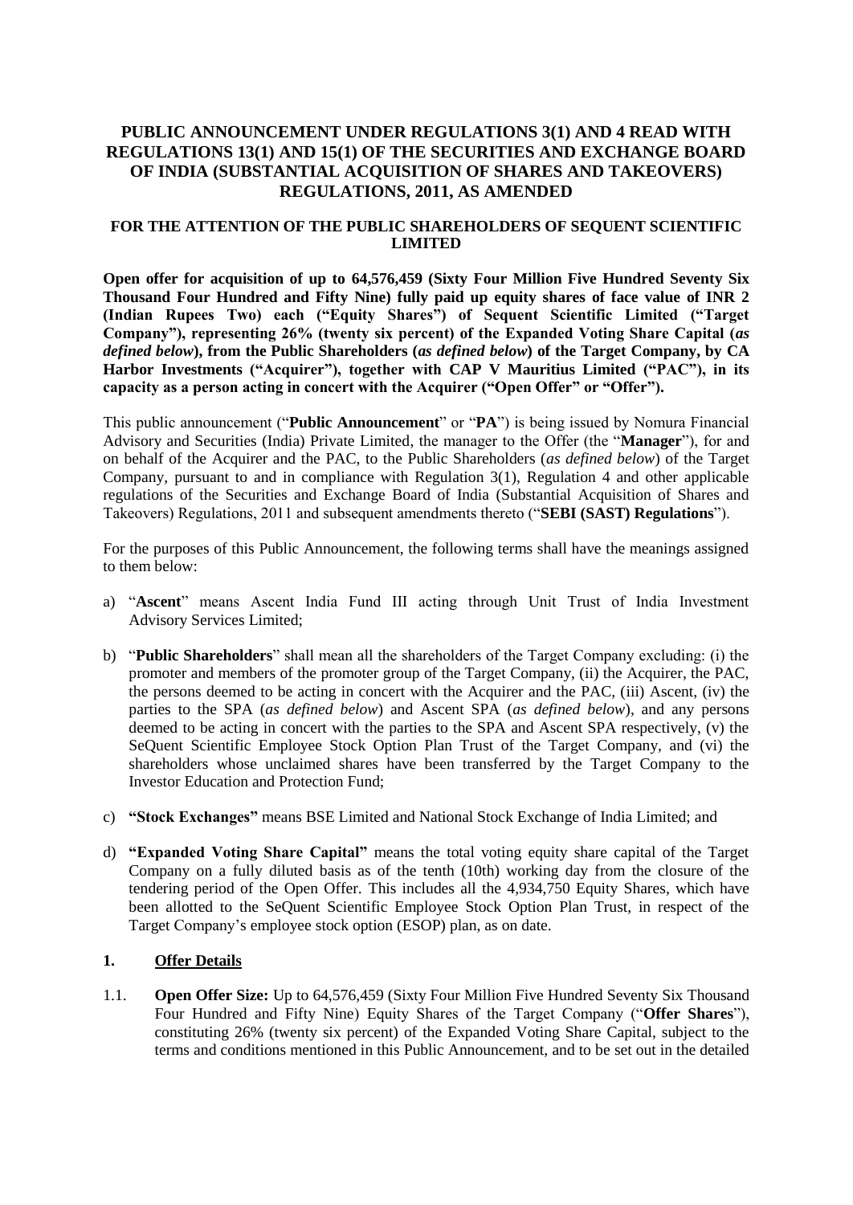# PUBLIC ANNOUNCEMENT UNDER REGULATIONS 3(1) AND 4 READ WITH REGULATIONS 13(1) AND 15(1) OF THE SECURITIES AND EXCHANGE BOARD OF INDIA (SUBSTANTIAL ACQUISITION OF SHARES AND TAKEOVERS) REGULATIONS, 2011, AS AMENDED

## FOR THE ATTENTION OF THE PUBLIC SHAREHOLDERS OF SEQUENT SCIENTIFIC LIMITED

**Open offer for acquisition of up to 64,576,459 (Sixty Four Million Five Hundred Seventy Six Thousand Four Hundred and Fifty Nine) fully paid up equity shares of face value of INR 2 (Indian Rupees Two) each ("Equity Shares") of Sequent Scientific Limited ("Target Company"), representing 26% (twenty six percent) of the Expanded Voting Share Capital (*as defined below*), from the Public Shareholders (*as defined below*) of the Target Company, by CA Harbor Investments ("Acquirer"), together with CAP V Mauritius Limited ("PAC"), in its capacity as a person acting in concert with the Acquirer ("Open Offer" or "Offer").**

This public announcement ("**Public Announcement**" or "**PA**") is being issued by Nomura Financial Advisory and Securities (India) Private Limited, the manager to the Offer (the "**Manager**"), for and on behalf of the Acquirer and the PAC, to the Public Shareholders (*as defined below*) of the Target Company, pursuant to and in compliance with Regulation 3(1), Regulation 4 and other applicable regulations of the Securities and Exchange Board of India (Substantial Acquisition of Shares and Takeovers) Regulations, 2011 and subsequent amendments thereto ("**SEBI (SAST) Regulations**").

For the purposes of this Public Announcement, the following terms shall have the meanings assigned to them below:

a) "**Ascent**" means Ascent India Fund III acting through Unit Trust of India Investment Advisory Services Limited;

b) "**Public Shareholders**" shall mean all the shareholders of the Target Company excluding: (i) the promoter and members of the promoter group of the Target Company, (ii) the Acquirer, the PAC, the persons deemed to be acting in concert with the Acquirer and the PAC, (iii) Ascent, (iv) the parties to the SPA (*as defined below*) and Ascent SPA (*as defined below*), and any persons deemed to be acting in concert with the parties to the SPA and Ascent SPA respectively, (v) the SeQuent Scientific Employee Stock Option Plan Trust of the Target Company, and (vi) the shareholders whose unclaimed shares have been transferred by the Target Company to the Investor Education and Protection Fund;

c) **"Stock Exchanges"** means BSE Limited and National Stock Exchange of India Limited; and

d) **"Expanded Voting Share Capital"** means the total voting equity share capital of the Target Company on a fully diluted basis as of the tenth (10th) working day from the closure of the tendering period of the Open Offer. This includes all the 4,934,750 Equity Shares, which have been allotted to the SeQuent Scientific Employee Stock Option Plan Trust, in respect of the Target Company's employee stock option (ESOP) plan, as on date.

## 1. Offer Details

1.1. **Open Offer Size:** Up to 64,576,459 (Sixty Four Million Five Hundred Seventy Six Thousand Four Hundred and Fifty Nine) Equity Shares of the Target Company ("**Offer Shares**"), constituting 26% (twenty six percent) of the Expanded Voting Share Capital, subject to the terms and conditions mentioned in this Public Announcement, and to be set out in the detailed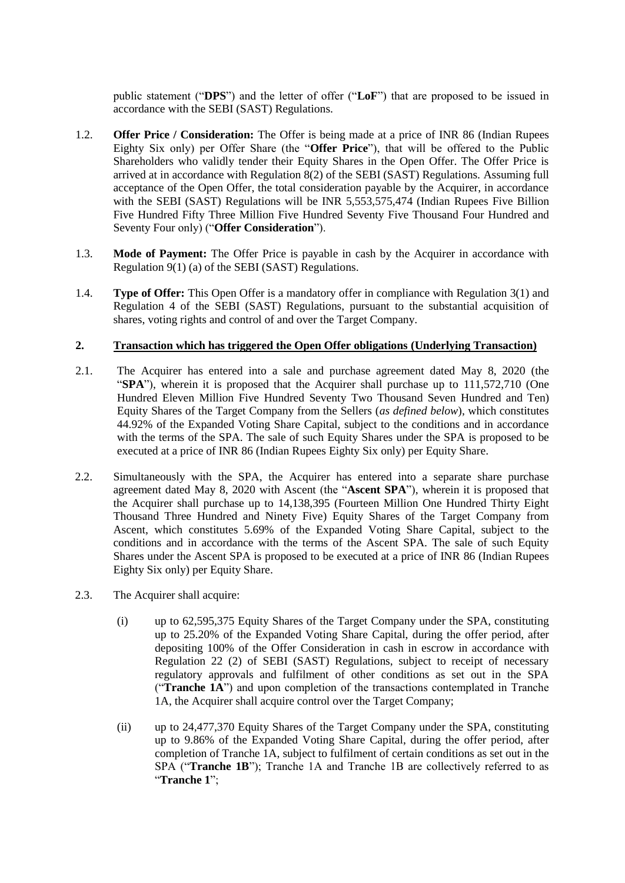public statement ("**DPS**") and the letter of offer ("**LoF**") that are proposed to be issued in accordance with the SEBI (SAST) Regulations.

1.2. **Offer Price / Consideration:** The Offer is being made at a price of INR 86 (Indian Rupees Eighty Six only) per Offer Share (the "**Offer Price**"), that will be offered to the Public Shareholders who validly tender their Equity Shares in the Open Offer. The Offer Price is arrived at in accordance with Regulation 8(2) of the SEBI (SAST) Regulations. Assuming full acceptance of the Open Offer, the total consideration payable by the Acquirer, in accordance with the SEBI (SAST) Regulations will be INR 5,553,575,474 (Indian Rupees Five Billion Five Hundred Fifty Three Million Five Hundred Seventy Five Thousand Four Hundred and Seventy Four only) ("**Offer Consideration**").

1.3. **Mode of Payment:** The Offer Price is payable in cash by the Acquirer in accordance with Regulation 9(1) (a) of the SEBI (SAST) Regulations.

1.4. **Type of Offer:** This Open Offer is a mandatory offer in compliance with Regulation 3(1) and Regulation 4 of the SEBI (SAST) Regulations, pursuant to the substantial acquisition of shares, voting rights and control of and over the Target Company.

## 2. Transaction which has triggered the Open Offer obligations (Underlying Transaction)

2.1. The Acquirer has entered into a sale and purchase agreement dated May 8, 2020 (the "**SPA**"), wherein it is proposed that the Acquirer shall purchase up to 111,572,710 (One Hundred Eleven Million Five Hundred Seventy Two Thousand Seven Hundred and Ten) Equity Shares of the Target Company from the Sellers (*as defined below*), which constitutes 44.92% of the Expanded Voting Share Capital, subject to the conditions and in accordance with the terms of the SPA. The sale of such Equity Shares under the SPA is proposed to be executed at a price of INR 86 (Indian Rupees Eighty Six only) per Equity Share.

2.2. Simultaneously with the SPA, the Acquirer has entered into a separate share purchase agreement dated May 8, 2020 with Ascent (the "**Ascent SPA**"), wherein it is proposed that the Acquirer shall purchase up to 14,138,395 (Fourteen Million One Hundred Thirty Eight Thousand Three Hundred and Ninety Five) Equity Shares of the Target Company from Ascent, which constitutes 5.69% of the Expanded Voting Share Capital, subject to the conditions and in accordance with the terms of the Ascent SPA. The sale of such Equity Shares under the Ascent SPA is proposed to be executed at a price of INR 86 (Indian Rupees Eighty Six only) per Equity Share.

2.3. The Acquirer shall acquire:

(i) up to 62,595,375 Equity Shares of the Target Company under the SPA, constituting up to 25.20% of the Expanded Voting Share Capital, during the offer period, after depositing 100% of the Offer Consideration in cash in escrow in accordance with Regulation 22 (2) of SEBI (SAST) Regulations, subject to receipt of necessary regulatory approvals and fulfilment of other conditions as set out in the SPA ("**Tranche 1A**") and upon completion of the transactions contemplated in Tranche 1A, the Acquirer shall acquire control over the Target Company;

(ii) up to 24,477,370 Equity Shares of the Target Company under the SPA, constituting up to 9.86% of the Expanded Voting Share Capital, during the offer period, after completion of Tranche 1A, subject to fulfilment of certain conditions as set out in the SPA ("**Tranche 1B**"); Tranche 1A and Tranche 1B are collectively referred to as "**Tranche 1**";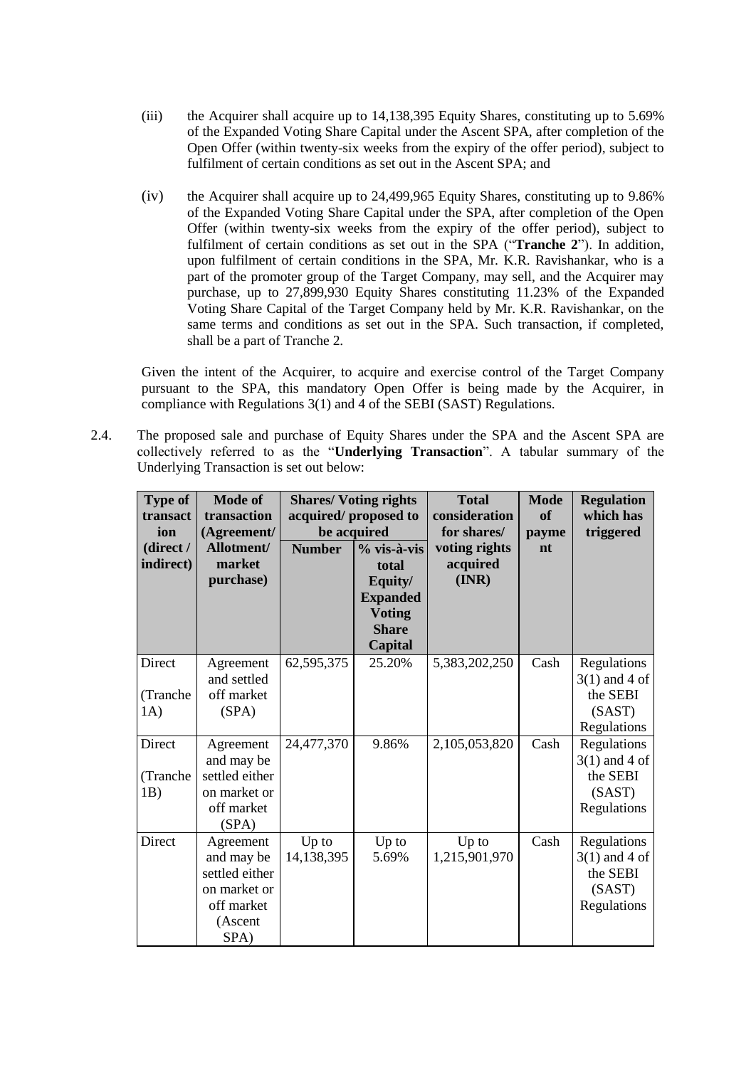(iii) the Acquirer shall acquire up to 14,138,395 Equity Shares, constituting up to 5.69% of the Expanded Voting Share Capital under the Ascent SPA, after completion of the Open Offer (within twenty-six weeks from the expiry of the offer period), subject to fulfilment of certain conditions as set out in the Ascent SPA; and

(iv) the Acquirer shall acquire up to 24,499,965 Equity Shares, constituting up to 9.86% of the Expanded Voting Share Capital under the SPA, after completion of the Open Offer (within twenty-six weeks from the expiry of the offer period), subject to fulfilment of certain conditions as set out in the SPA ("**Tranche 2**"). In addition, upon fulfilment of certain conditions in the SPA, Mr. K.R. Ravishankar, who is a part of the promoter group of the Target Company, may sell, and the Acquirer may purchase, up to 27,899,930 Equity Shares constituting 11.23% of the Expanded Voting Share Capital of the Target Company held by Mr. K.R. Ravishankar, on the same terms and conditions as set out in the SPA. Such transaction, if completed, shall be a part of Tranche 2.

Given the intent of the Acquirer, to acquire and exercise control of the Target Company pursuant to the SPA, this mandatory Open Offer is being made by the Acquirer, in compliance with Regulations 3(1) and 4 of the SEBI (SAST) Regulations.

2.4. The proposed sale and purchase of Equity Shares under the SPA and the Ascent SPA are collectively referred to as the "**Underlying Transaction**". A tabular summary of the Underlying Transaction is set out below:

| Type of transaction (direct / indirect) | Mode of transaction (Agreement/ Allotment/ market purchase) | Shares/ Voting rights acquired/ proposed to be acquired | | Total consideration for shares/ voting rights acquired (INR) | Mode of payment | Regulation which has triggered |
|---|---|---|---|---|---|---|
| | | Number | % vis-à-vis total Equity/ Expanded Voting Share Capital | | | |
| Direct (Tranche 1A) | Agreement and settled off market (SPA) | 62,595,375 | 25.20% | 5,383,202,250 | Cash | Regulations 3(1) and 4 of the SEBI (SAST) Regulations |
| Direct (Tranche 1B) | Agreement and may be settled either on market or off market (SPA) | 24,477,370 | 9.86% | 2,105,053,820 | Cash | Regulations 3(1) and 4 of the SEBI (SAST) Regulations |
| Direct | Agreement and may be settled either on market or off market (Ascent SPA) | Up to 14,138,395 | Up to 5.69% | Up to 1,215,901,970 | Cash | Regulations 3(1) and 4 of the SEBI (SAST) Regulations |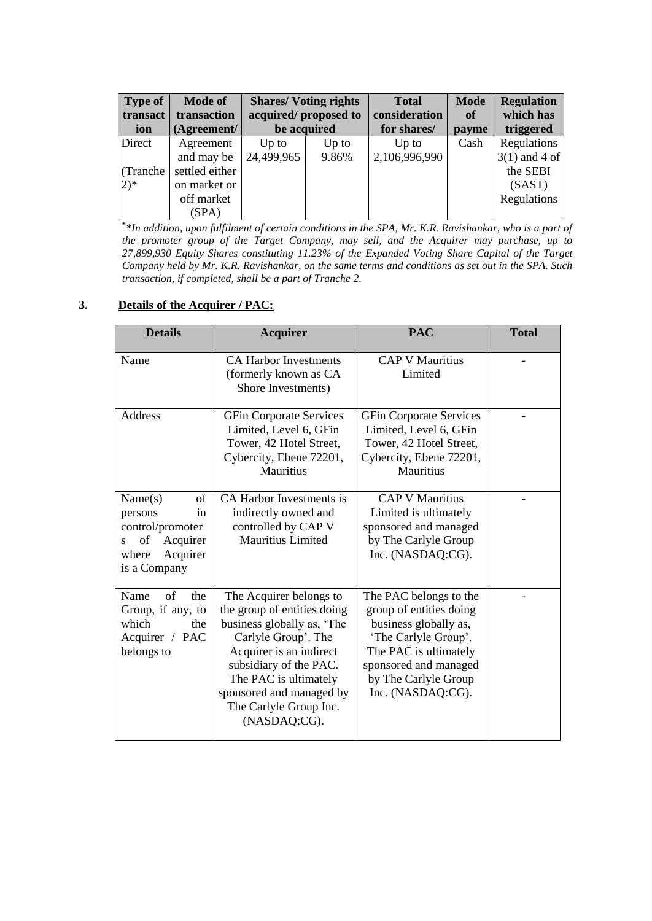| Type of transaction | Mode of transaction (Agreement/ | Shares/ Voting rights acquired/ proposed to be acquired | | Total consideration for shares/ | Mode of payme | Regulation which has triggered |
|---|---|---|---|---|---|---|
| Direct (Tranche 2)* | Agreement and may be settled either on market or off market (SPA) | Up to 24,499,965 | Up to 9.86% | Up to 2,106,996,990 | Cash | Regulations 3(1) and 4 of the SEBI (SAST) Regulations |

*\*In addition, upon fulfilment of certain conditions in the SPA, Mr. K.R. Ravishankar, who is a part of the promoter group of the Target Company, may sell, and the Acquirer may purchase, up to 27,899,930 Equity Shares constituting 11.23% of the Expanded Voting Share Capital of the Target Company held by Mr. K.R. Ravishankar, on the same terms and conditions as set out in the SPA. Such transaction, if completed, shall be a part of Tranche 2.*

**3. Details of the Acquirer / PAC:**

| Details | Acquirer | PAC | Total |
|---|---|---|---|
| Name | CA Harbor Investments (formerly known as CA Shore Investments) | CAP V Mauritius Limited | - |
| Address | GFin Corporate Services Limited, Level 6, GFin Tower, 42 Hotel Street, Cybercity, Ebene 72201, Mauritius | GFin Corporate Services Limited, Level 6, GFin Tower, 42 Hotel Street, Cybercity, Ebene 72201, Mauritius | - |
| Name(s) of persons in control/promoters of Acquirer where Acquirer is a Company | CA Harbor Investments is indirectly owned and controlled by CAP V Mauritius Limited | CAP V Mauritius Limited is ultimately sponsored and managed by The Carlyle Group Inc. (NASDAQ:CG). | - |
| Name of the Group, if any, to which the Acquirer / PAC belongs to | The Acquirer belongs to the group of entities doing business globally as, 'The Carlyle Group'. The Acquirer is an indirect subsidiary of the PAC. The PAC is ultimately sponsored and managed by The Carlyle Group Inc. (NASDAQ:CG). | The PAC belongs to the group of entities doing business globally as, 'The Carlyle Group'. The PAC is ultimately sponsored and managed by The Carlyle Group Inc. (NASDAQ:CG). | - |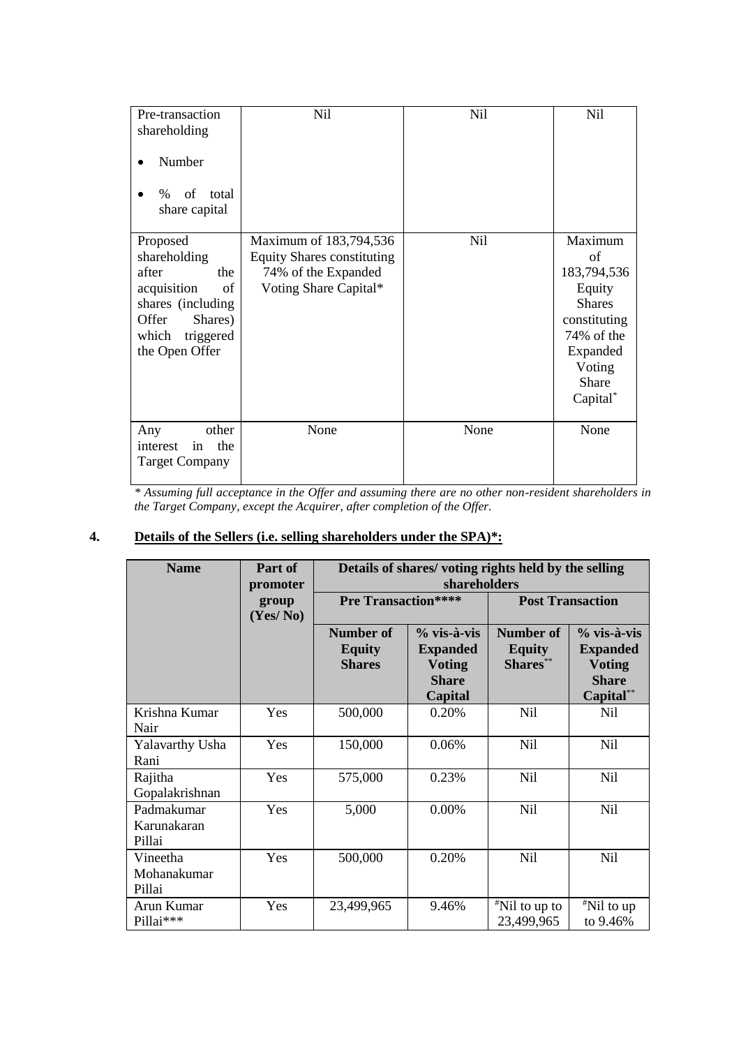| Pre-transaction shareholding<br>• Number<br>• % of total share capital | Nil | Nil | Nil |
|---|---|---|---|
| Proposed shareholding after the acquisition of shares (including Offer Shares) which triggered the Open Offer | Maximum of 183,794,536 Equity Shares constituting 74% of the Expanded Voting Share Capital* | Nil | Maximum of 183,794,536 Equity Shares constituting 74% of the Expanded Voting Share Capital* |
| Any other interest in the Target Company | None | None | None |

*\* Assuming full acceptance in the Offer and assuming there are no other non-resident shareholders in the Target Company, except the Acquirer, after completion of the Offer.*

## 4. Details of the Sellers (i.e. selling shareholders under the SPA)*:

| Name | Part of promoter group (Yes/ No) | Details of shares/ voting rights held by the selling shareholders | | | |
|---|---|---|---|---|---|
| | | Pre Transaction**** | | Post Transaction | |
| | | Number of Equity Shares | % vis-à-vis Expanded Voting Share Capital | Number of Equity Shares** | % vis-à-vis Expanded Voting Share Capital** |
| Krishna Kumar Nair | Yes | 500,000 | 0.20% | Nil | Nil |
| Yalavarthy Usha Rani | Yes | 150,000 | 0.06% | Nil | Nil |
| Rajitha Gopalakrishnan | Yes | 575,000 | 0.23% | Nil | Nil |
| Padmakumar Karunakaran Pillai | Yes | 5,000 | 0.00% | Nil | Nil |
| Vineetha Mohanakumar Pillai | Yes | 500,000 | 0.20% | Nil | Nil |
| Arun Kumar Pillai*** | Yes | 23,499,965 | 9.46% | #Nil to up to 23,499,965 | #Nil to up to 9.46% |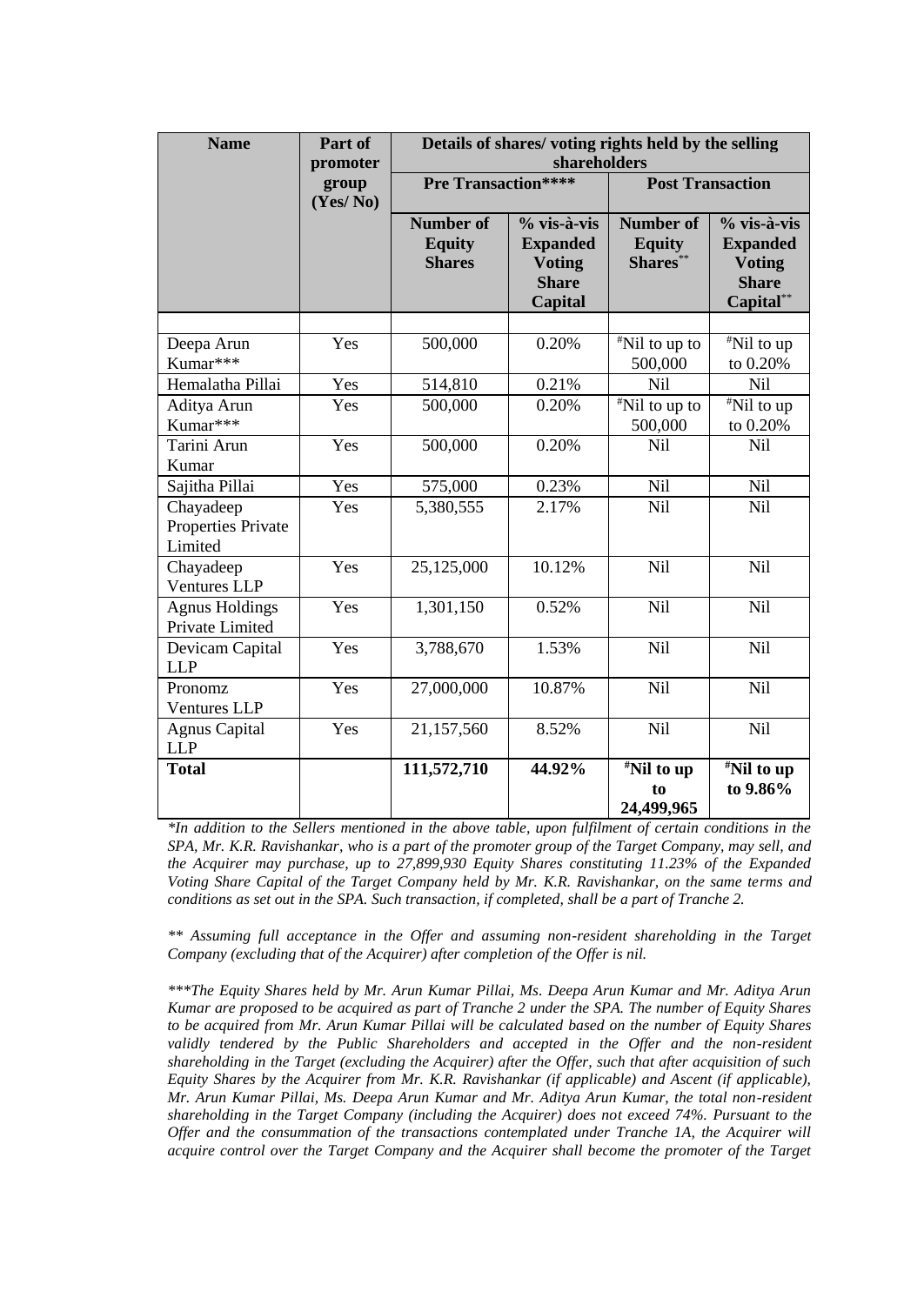| Name | Part of promoter group (Yes/ No) | Details of shares/ voting rights held by the selling shareholders | | | |
|---|---|---|---|---|---|
| | | Pre Transaction**** | | Post Transaction | |
| | | Number of Equity Shares | % vis-à-vis Expanded Voting Share Capital | Number of Equity Shares** | % vis-à-vis Expanded Voting Share Capital** |
| | | | | | |
| Deepa Arun Kumar*** | Yes | 500,000 | 0.20% | #Nil to up to 500,000 | #Nil to up to 0.20% |
| Hemalatha Pillai | Yes | 514,810 | 0.21% | Nil | Nil |
| Aditya Arun Kumar*** | Yes | 500,000 | 0.20% | #Nil to up to 500,000 | #Nil to up to 0.20% |
| Tarini Arun Kumar | Yes | 500,000 | 0.20% | Nil | Nil |
| Sajitha Pillai | Yes | 575,000 | 0.23% | Nil | Nil |
| Chayadeep Properties Private Limited | Yes | 5,380,555 | 2.17% | Nil | Nil |
| Chayadeep Ventures LLP | Yes | 25,125,000 | 10.12% | Nil | Nil |
| Agnus Holdings Private Limited | Yes | 1,301,150 | 0.52% | Nil | Nil |
| Devicam Capital LLP | Yes | 3,788,670 | 1.53% | Nil | Nil |
| Pronomz Ventures LLP | Yes | 27,000,000 | 10.87% | Nil | Nil |
| Agnus Capital LLP | Yes | 21,157,560 | 8.52% | Nil | Nil |
| **Total** | | **111,572,710** | **44.92%** | **#Nil to up to 24,499,965** | **#Nil to up to 9.86%** |

*\*In addition to the Sellers mentioned in the above table, upon fulfilment of certain conditions in the SPA, Mr. K.R. Ravishankar, who is a part of the promoter group of the Target Company, may sell, and the Acquirer may purchase, up to 27,899,930 Equity Shares constituting 11.23% of the Expanded Voting Share Capital of the Target Company held by Mr. K.R. Ravishankar, on the same terms and conditions as set out in the SPA. Such transaction, if completed, shall be a part of Tranche 2.*

*\*\* Assuming full acceptance in the Offer and assuming non-resident shareholding in the Target Company (excluding that of the Acquirer) after completion of the Offer is nil.*

*\*\*\*The Equity Shares held by Mr. Arun Kumar Pillai, Ms. Deepa Arun Kumar and Mr. Aditya Arun Kumar are proposed to be acquired as part of Tranche 2 under the SPA. The number of Equity Shares to be acquired from Mr. Arun Kumar Pillai will be calculated based on the number of Equity Shares validly tendered by the Public Shareholders and accepted in the Offer and the non-resident shareholding in the Target (excluding the Acquirer) after the Offer, such that after acquisition of such Equity Shares by the Acquirer from Mr. K.R. Ravishankar (if applicable) and Ascent (if applicable), Mr. Arun Kumar Pillai, Ms. Deepa Arun Kumar and Mr. Aditya Arun Kumar, the total non-resident shareholding in the Target Company (including the Acquirer) does not exceed 74%. Pursuant to the Offer and the consummation of the transactions contemplated under Tranche 1A, the Acquirer will acquire control over the Target Company and the Acquirer shall become the promoter of the Target*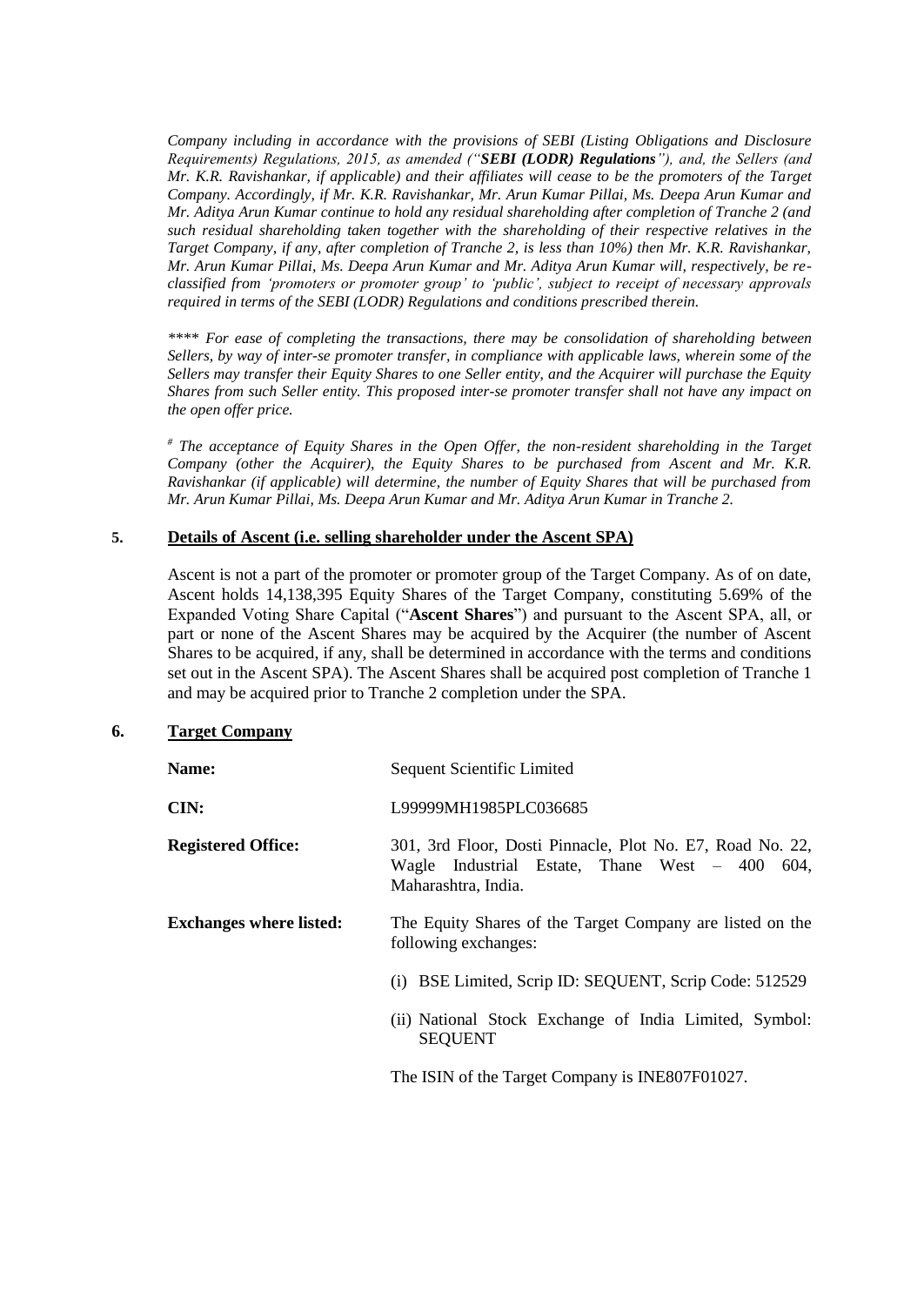*Company including in accordance with the provisions of SEBI (Listing Obligations and Disclosure Requirements) Regulations, 2015, as amended ("**SEBI (LODR) Regulations**"), and, the Sellers (and Mr. K.R. Ravishankar, if applicable) and their affiliates will cease to be the promoters of the Target Company. Accordingly, if Mr. K.R. Ravishankar, Mr. Arun Kumar Pillai, Ms. Deepa Arun Kumar and Mr. Aditya Arun Kumar continue to hold any residual shareholding after completion of Tranche 2 (and such residual shareholding taken together with the shareholding of their respective relatives in the Target Company, if any, after completion of Tranche 2, is less than 10%) then Mr. K.R. Ravishankar, Mr. Arun Kumar Pillai, Ms. Deepa Arun Kumar and Mr. Aditya Arun Kumar will, respectively, be re-classified from 'promoters or promoter group' to 'public', subject to receipt of necessary approvals required in terms of the SEBI (LODR) Regulations and conditions prescribed therein.*

*\*\*\*\* For ease of completing the transactions, there may be consolidation of shareholding between Sellers, by way of inter-se promoter transfer, in compliance with applicable laws, wherein some of the Sellers may transfer their Equity Shares to one Seller entity, and the Acquirer will purchase the Equity Shares from such Seller entity. This proposed inter-se promoter transfer shall not have any impact on the open offer price.*

*# The acceptance of Equity Shares in the Open Offer, the non-resident shareholding in the Target Company (other the Acquirer), the Equity Shares to be purchased from Ascent and Mr. K.R. Ravishankar (if applicable) will determine, the number of Equity Shares that will be purchased from Mr. Arun Kumar Pillai, Ms. Deepa Arun Kumar and Mr. Aditya Arun Kumar in Tranche 2.*

**5. Details of Ascent (i.e. selling shareholder under the Ascent SPA)**

Ascent is not a part of the promoter or promoter group of the Target Company. As of on date, Ascent holds 14,138,395 Equity Shares of the Target Company, constituting 5.69% of the Expanded Voting Share Capital ("**Ascent Shares**") and pursuant to the Ascent SPA, all, or part or none of the Ascent Shares may be acquired by the Acquirer (the number of Ascent Shares to be acquired, if any, shall be determined in accordance with the terms and conditions set out in the Ascent SPA). The Ascent Shares shall be acquired post completion of Tranche 1 and may be acquired prior to Tranche 2 completion under the SPA.

**6. Target Company**

| | |
|---|---|
| **Name:** | Sequent Scientific Limited |
| **CIN:** | L99999MH1985PLC036685 |
| **Registered Office:** | 301, 3rd Floor, Dosti Pinnacle, Plot No. E7, Road No. 22, Wagle Industrial Estate, Thane West – 400 604, Maharashtra, India. |
| **Exchanges where listed:** | The Equity Shares of the Target Company are listed on the following exchanges:<br>(i) BSE Limited, Scrip ID: SEQUENT, Scrip Code: 512529<br>(ii) National Stock Exchange of India Limited, Symbol: SEQUENT<br>The ISIN of the Target Company is INE807F01027. |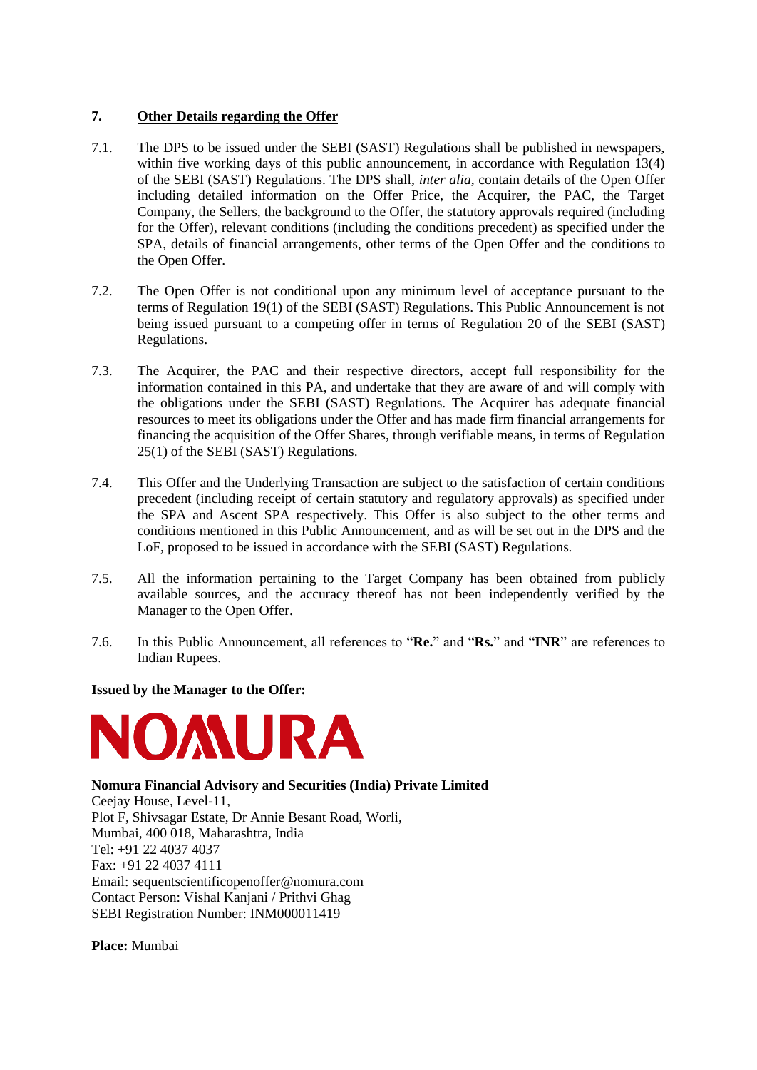## 7. Other Details regarding the Offer

7.1. The DPS to be issued under the SEBI (SAST) Regulations shall be published in newspapers, within five working days of this public announcement, in accordance with Regulation 13(4) of the SEBI (SAST) Regulations. The DPS shall, *inter alia*, contain details of the Open Offer including detailed information on the Offer Price, the Acquirer, the PAC, the Target Company, the Sellers, the background to the Offer, the statutory approvals required (including for the Offer), relevant conditions (including the conditions precedent) as specified under the SPA, details of financial arrangements, other terms of the Open Offer and the conditions to the Open Offer.

7.2. The Open Offer is not conditional upon any minimum level of acceptance pursuant to the terms of Regulation 19(1) of the SEBI (SAST) Regulations. This Public Announcement is not being issued pursuant to a competing offer in terms of Regulation 20 of the SEBI (SAST) Regulations.

7.3. The Acquirer, the PAC and their respective directors, accept full responsibility for the information contained in this PA, and undertake that they are aware of and will comply with the obligations under the SEBI (SAST) Regulations. The Acquirer has adequate financial resources to meet its obligations under the Offer and has made firm financial arrangements for financing the acquisition of the Offer Shares, through verifiable means, in terms of Regulation 25(1) of the SEBI (SAST) Regulations.

7.4. This Offer and the Underlying Transaction are subject to the satisfaction of certain conditions precedent (including receipt of certain statutory and regulatory approvals) as specified under the SPA and Ascent SPA respectively. This Offer is also subject to the other terms and conditions mentioned in this Public Announcement, and as will be set out in the DPS and the LoF, proposed to be issued in accordance with the SEBI (SAST) Regulations.

7.5. All the information pertaining to the Target Company has been obtained from publicly available sources, and the accuracy thereof has not been independently verified by the Manager to the Open Offer.

7.6. In this Public Announcement, all references to "**Re.**" and "**Rs.**" and "**INR**" are references to Indian Rupees.

**Issued by the Manager to the Offer:**

NOMURA

**Nomura Financial Advisory and Securities (India) Private Limited**
Ceejay House, Level-11,
Plot F, Shivsagar Estate, Dr Annie Besant Road, Worli,
Mumbai, 400 018, Maharashtra, India
Tel: +91 22 4037 4037
Fax: +91 22 4037 4111
Email: sequentscientificopenoffer@nomura.com
Contact Person: Vishal Kanjani / Prithvi Ghag
SEBI Registration Number: INM000011419

**Place:** Mumbai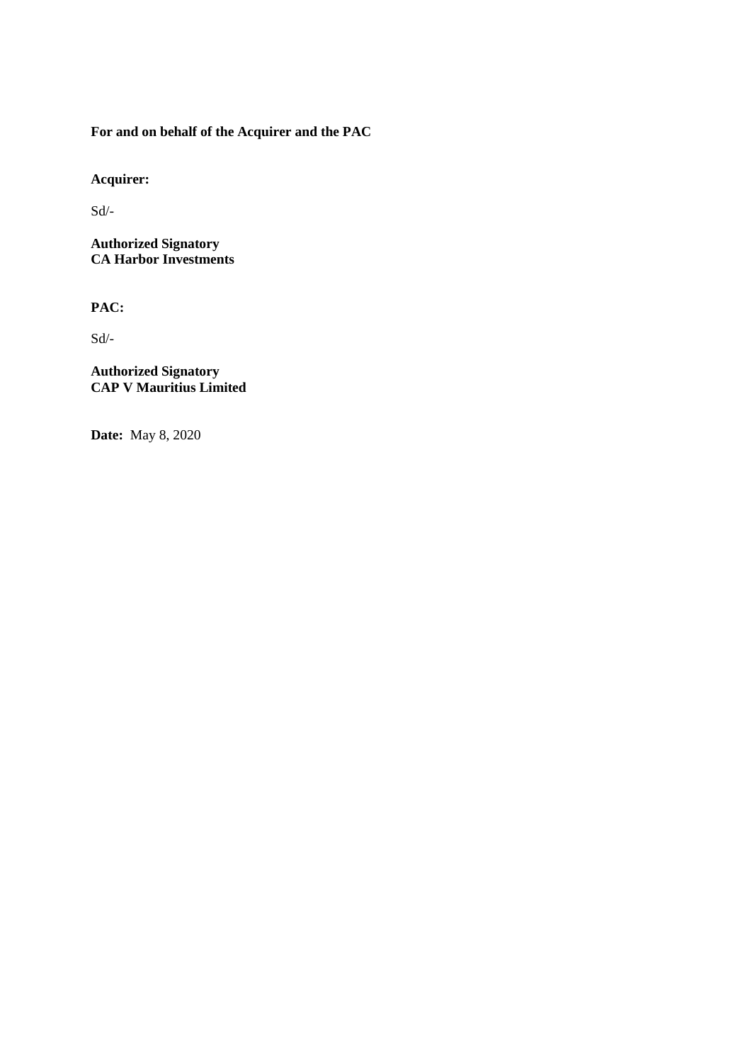**For and on behalf of the Acquirer and the PAC**

**Acquirer:**

Sd/-

**Authorized Signatory**
**CA Harbor Investments**

**PAC:**

Sd/-

**Authorized Signatory**
**CAP V Mauritius Limited**

**Date:** May 8, 2020